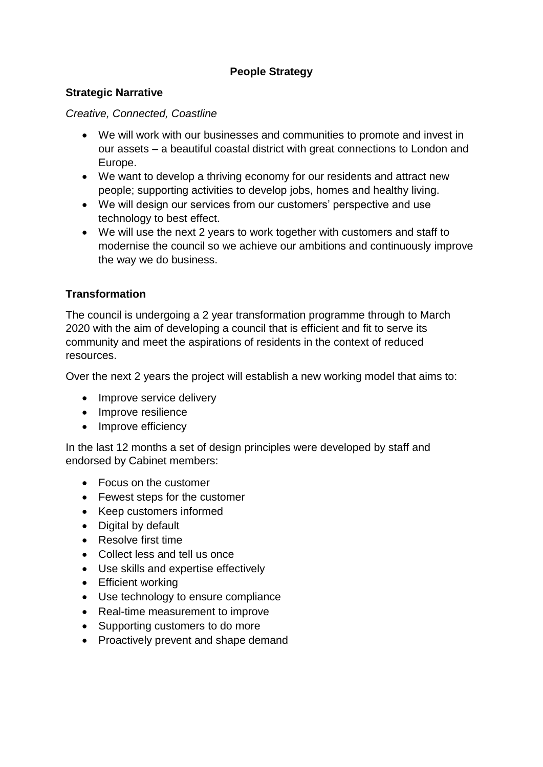# People Strategy

## Strategic Narrative

*Creative, Connected, Coastline*

- We will work with our businesses and communities to promote and invest in our assets – a beautiful coastal district with great connections to London and Europe.
- We want to develop a thriving economy for our residents and attract new people; supporting activities to develop jobs, homes and healthy living.
- We will design our services from our customers' perspective and use technology to best effect.
- We will use the next 2 years to work together with customers and staff to modernise the council so we achieve our ambitions and continuously improve the way we do business.

## Transformation

The council is undergoing a 2 year transformation programme through to March 2020 with the aim of developing a council that is efficient and fit to serve its community and meet the aspirations of residents in the context of reduced resources.

Over the next 2 years the project will establish a new working model that aims to:

- Improve service delivery
- Improve resilience
- Improve efficiency

In the last 12 months a set of design principles were developed by staff and endorsed by Cabinet members:

- Focus on the customer
- Fewest steps for the customer
- Keep customers informed
- Digital by default
- Resolve first time
- Collect less and tell us once
- Use skills and expertise effectively
- Efficient working
- Use technology to ensure compliance
- Real-time measurement to improve
- Supporting customers to do more
- Proactively prevent and shape demand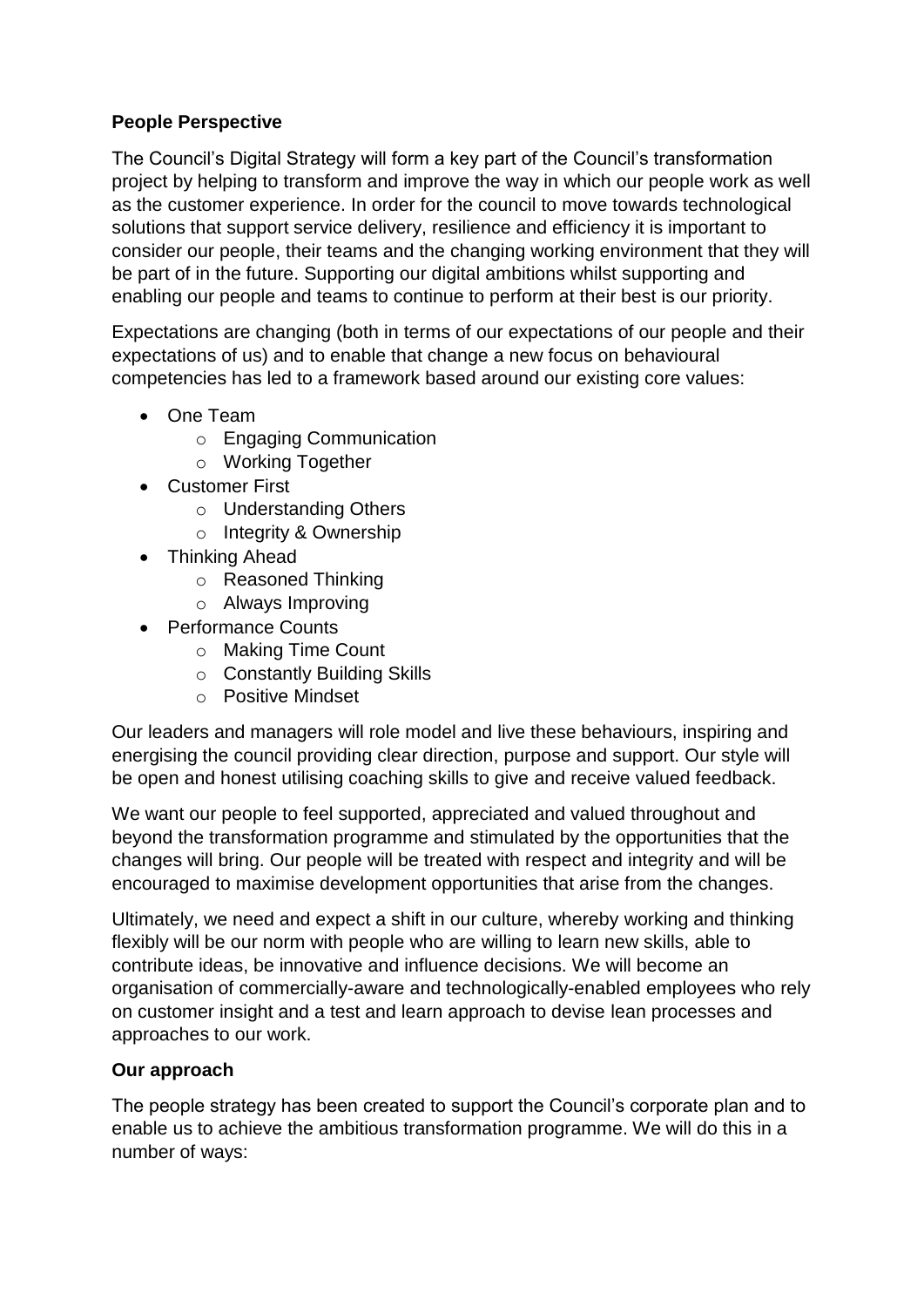**People Perspective**

The Council's Digital Strategy will form a key part of the Council's transformation project by helping to transform and improve the way in which our people work as well as the customer experience. In order for the council to move towards technological solutions that support service delivery, resilience and efficiency it is important to consider our people, their teams and the changing working environment that they will be part of in the future. Supporting our digital ambitions whilst supporting and enabling our people and teams to continue to perform at their best is our priority.

Expectations are changing (both in terms of our expectations of our people and their expectations of us) and to enable that change a new focus on behavioural competencies has led to a framework based around our existing core values:

- One Team
  - Engaging Communication
  - Working Together
- Customer First
  - Understanding Others
  - Integrity & Ownership
- Thinking Ahead
  - Reasoned Thinking
  - Always Improving
- Performance Counts
  - Making Time Count
  - Constantly Building Skills
  - Positive Mindset

Our leaders and managers will role model and live these behaviours, inspiring and energising the council providing clear direction, purpose and support. Our style will be open and honest utilising coaching skills to give and receive valued feedback.

We want our people to feel supported, appreciated and valued throughout and beyond the transformation programme and stimulated by the opportunities that the changes will bring. Our people will be treated with respect and integrity and will be encouraged to maximise development opportunities that arise from the changes.

Ultimately, we need and expect a shift in our culture, whereby working and thinking flexibly will be our norm with people who are willing to learn new skills, able to contribute ideas, be innovative and influence decisions. We will become an organisation of commercially-aware and technologically-enabled employees who rely on customer insight and a test and learn approach to devise lean processes and approaches to our work.

**Our approach**

The people strategy has been created to support the Council's corporate plan and to enable us to achieve the ambitious transformation programme. We will do this in a number of ways: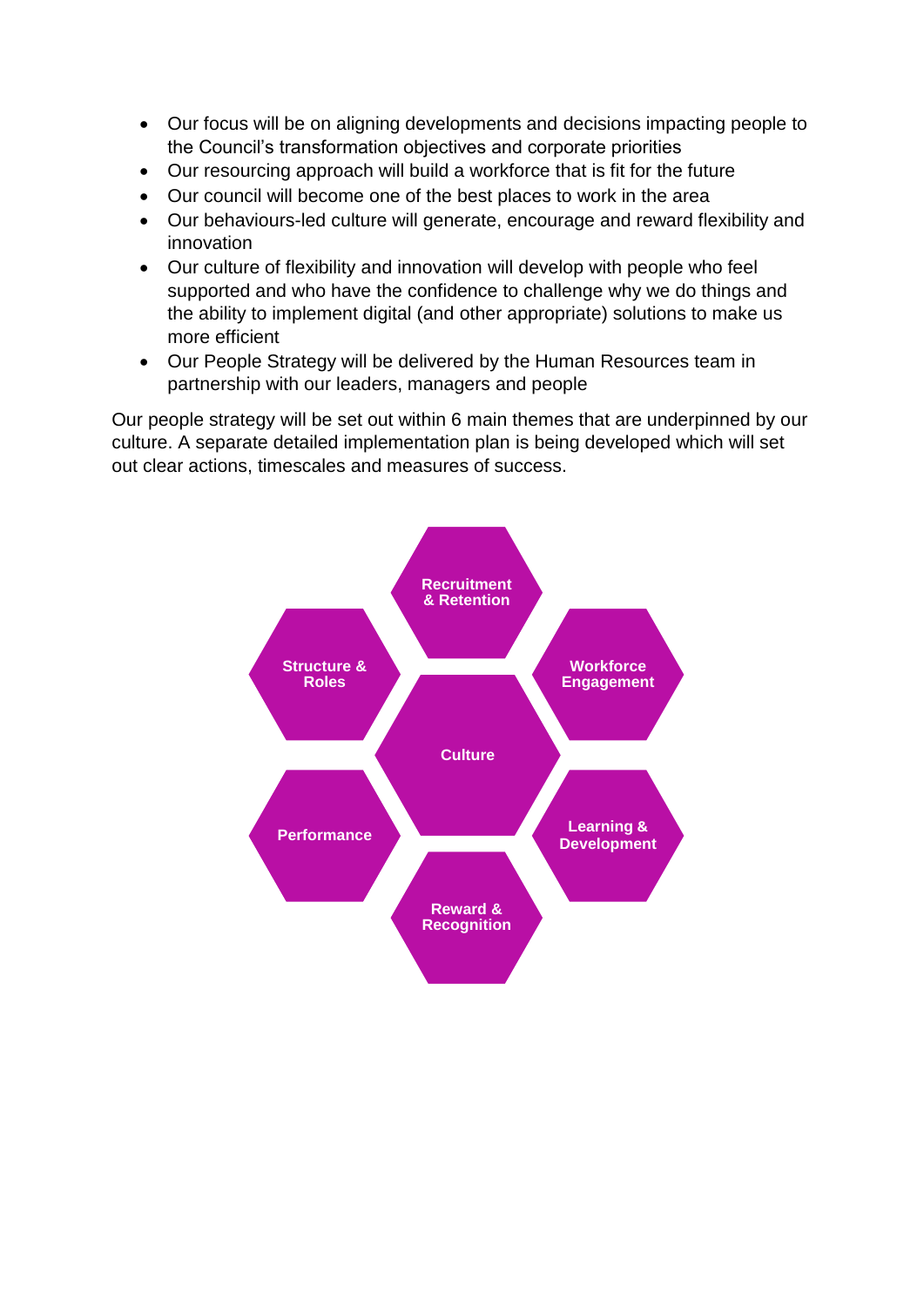- Our focus will be on aligning developments and decisions impacting people to the Council's transformation objectives and corporate priorities
- Our resourcing approach will build a workforce that is fit for the future
- Our council will become one of the best places to work in the area
- Our behaviours-led culture will generate, encourage and reward flexibility and innovation
- Our culture of flexibility and innovation will develop with people who feel supported and who have the confidence to challenge why we do things and the ability to implement digital (and other appropriate) solutions to make us more efficient
- Our People Strategy will be delivered by the Human Resources team in partnership with our leaders, managers and people

Our people strategy will be set out within 6 main themes that are underpinned by our culture. A separate detailed implementation plan is being developed which will set out clear actions, timescales and measures of success.

Recruitment & Retention

Structure & Roles

Workforce Engagement

Culture

Performance

Learning & Development

Reward & Recognition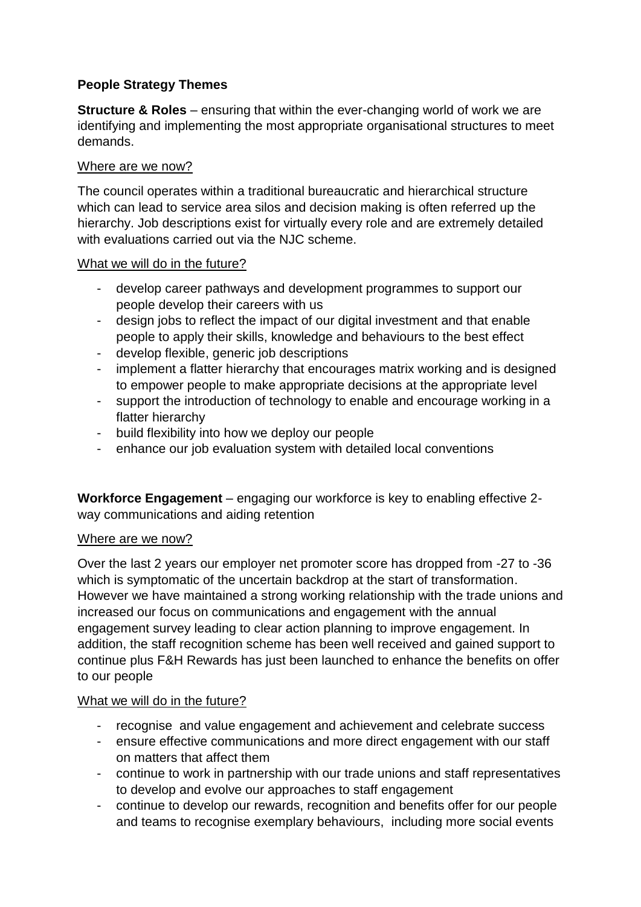**People Strategy Themes**

**Structure & Roles** – ensuring that within the ever-changing world of work we are identifying and implementing the most appropriate organisational structures to meet demands.

<u>Where are we now?</u>

The council operates within a traditional bureaucratic and hierarchical structure which can lead to service area silos and decision making is often referred up the hierarchy. Job descriptions exist for virtually every role and are extremely detailed with evaluations carried out via the NJC scheme.

<u>What we will do in the future?</u>

- develop career pathways and development programmes to support our people develop their careers with us
- design jobs to reflect the impact of our digital investment and that enable people to apply their skills, knowledge and behaviours to the best effect
- develop flexible, generic job descriptions
- implement a flatter hierarchy that encourages matrix working and is designed to empower people to make appropriate decisions at the appropriate level
- support the introduction of technology to enable and encourage working in a flatter hierarchy
- build flexibility into how we deploy our people
- enhance our job evaluation system with detailed local conventions

**Workforce Engagement** – engaging our workforce is key to enabling effective 2-way communications and aiding retention

<u>Where are we now?</u>

Over the last 2 years our employer net promoter score has dropped from -27 to -36 which is symptomatic of the uncertain backdrop at the start of transformation. However we have maintained a strong working relationship with the trade unions and increased our focus on communications and engagement with the annual engagement survey leading to clear action planning to improve engagement. In addition, the staff recognition scheme has been well received and gained support to continue plus F&H Rewards has just been launched to enhance the benefits on offer to our people

<u>What we will do in the future?</u>

- recognise and value engagement and achievement and celebrate success
- ensure effective communications and more direct engagement with our staff on matters that affect them
- continue to work in partnership with our trade unions and staff representatives to develop and evolve our approaches to staff engagement
- continue to develop our rewards, recognition and benefits offer for our people and teams to recognise exemplary behaviours, including more social events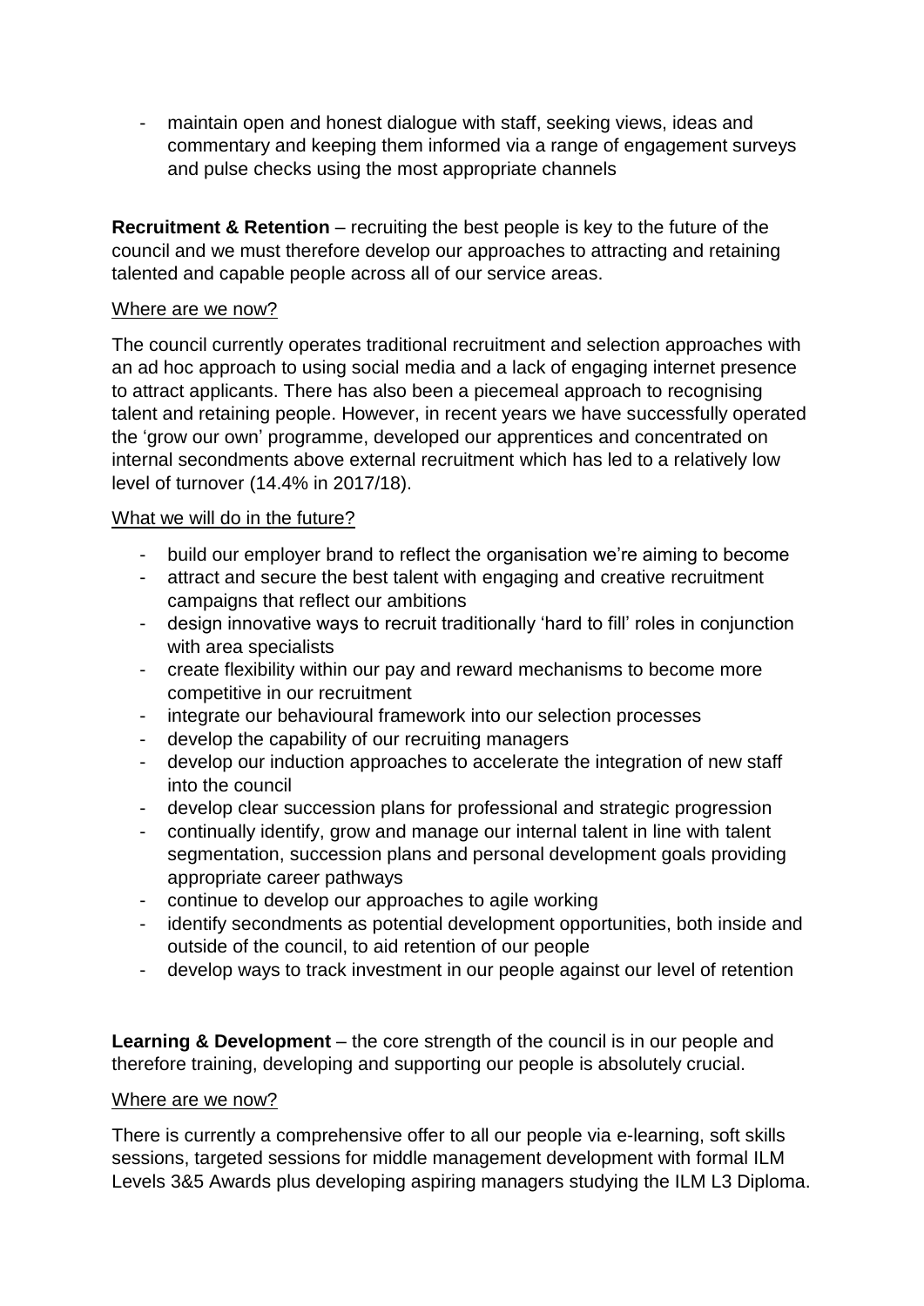- maintain open and honest dialogue with staff, seeking views, ideas and commentary and keeping them informed via a range of engagement surveys and pulse checks using the most appropriate channels

**Recruitment & Retention** – recruiting the best people is key to the future of the council and we must therefore develop our approaches to attracting and retaining talented and capable people across all of our service areas.

<u>Where are we now?</u>

The council currently operates traditional recruitment and selection approaches with an ad hoc approach to using social media and a lack of engaging internet presence to attract applicants. There has also been a piecemeal approach to recognising talent and retaining people. However, in recent years we have successfully operated the 'grow our own' programme, developed our apprentices and concentrated on internal secondments above external recruitment which has led to a relatively low level of turnover (14.4% in 2017/18).

<u>What we will do in the future?</u>

- build our employer brand to reflect the organisation we're aiming to become
- attract and secure the best talent with engaging and creative recruitment campaigns that reflect our ambitions
- design innovative ways to recruit traditionally 'hard to fill' roles in conjunction with area specialists
- create flexibility within our pay and reward mechanisms to become more competitive in our recruitment
- integrate our behavioural framework into our selection processes
- develop the capability of our recruiting managers
- develop our induction approaches to accelerate the integration of new staff into the council
- develop clear succession plans for professional and strategic progression
- continually identify, grow and manage our internal talent in line with talent segmentation, succession plans and personal development goals providing appropriate career pathways
- continue to develop our approaches to agile working
- identify secondments as potential development opportunities, both inside and outside of the council, to aid retention of our people
- develop ways to track investment in our people against our level of retention

**Learning & Development** – the core strength of the council is in our people and therefore training, developing and supporting our people is absolutely crucial.

<u>Where are we now?</u>

There is currently a comprehensive offer to all our people via e-learning, soft skills sessions, targeted sessions for middle management development with formal ILM Levels 3&5 Awards plus developing aspiring managers studying the ILM L3 Diploma.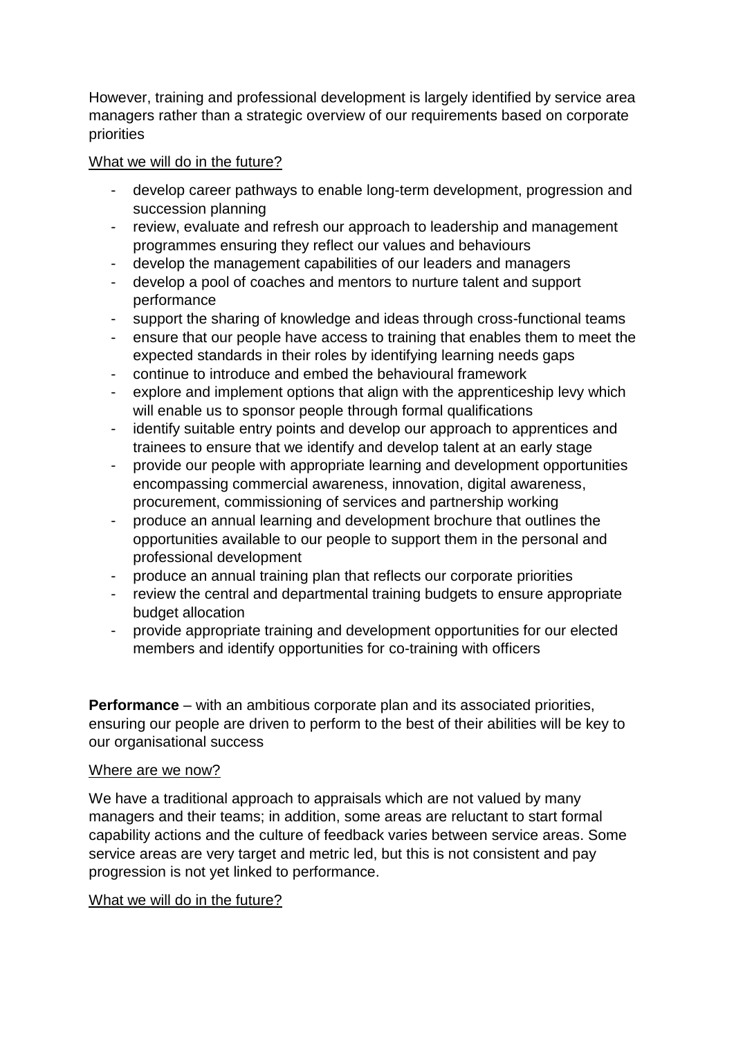However, training and professional development is largely identified by service area managers rather than a strategic overview of our requirements based on corporate priorities

<u>What we will do in the future?</u>

- develop career pathways to enable long-term development, progression and succession planning
- review, evaluate and refresh our approach to leadership and management programmes ensuring they reflect our values and behaviours
- develop the management capabilities of our leaders and managers
- develop a pool of coaches and mentors to nurture talent and support performance
- support the sharing of knowledge and ideas through cross-functional teams
- ensure that our people have access to training that enables them to meet the expected standards in their roles by identifying learning needs gaps
- continue to introduce and embed the behavioural framework
- explore and implement options that align with the apprenticeship levy which will enable us to sponsor people through formal qualifications
- identify suitable entry points and develop our approach to apprentices and trainees to ensure that we identify and develop talent at an early stage
- provide our people with appropriate learning and development opportunities encompassing commercial awareness, innovation, digital awareness, procurement, commissioning of services and partnership working
- produce an annual learning and development brochure that outlines the opportunities available to our people to support them in the personal and professional development
- produce an annual training plan that reflects our corporate priorities
- review the central and departmental training budgets to ensure appropriate budget allocation
- provide appropriate training and development opportunities for our elected members and identify opportunities for co-training with officers

**Performance** – with an ambitious corporate plan and its associated priorities, ensuring our people are driven to perform to the best of their abilities will be key to our organisational success

<u>Where are we now?</u>

We have a traditional approach to appraisals which are not valued by many managers and their teams; in addition, some areas are reluctant to start formal capability actions and the culture of feedback varies between service areas. Some service areas are very target and metric led, but this is not consistent and pay progression is not yet linked to performance.

<u>What we will do in the future?</u>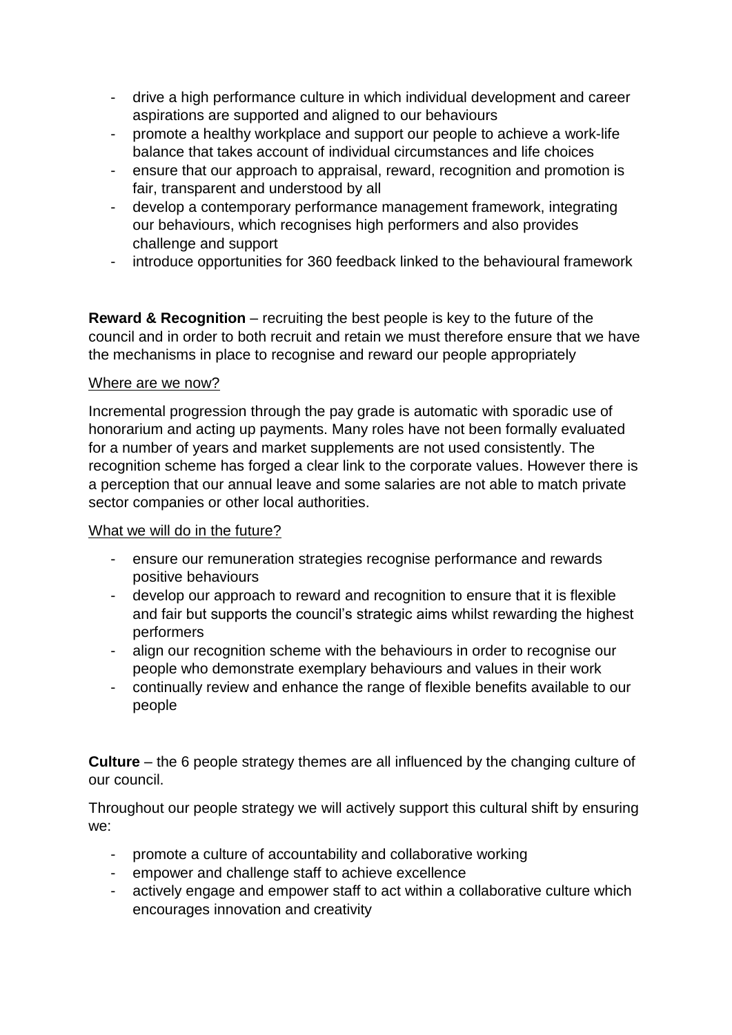- drive a high performance culture in which individual development and career aspirations are supported and aligned to our behaviours
- promote a healthy workplace and support our people to achieve a work-life balance that takes account of individual circumstances and life choices
- ensure that our approach to appraisal, reward, recognition and promotion is fair, transparent and understood by all
- develop a contemporary performance management framework, integrating our behaviours, which recognises high performers and also provides challenge and support
- introduce opportunities for 360 feedback linked to the behavioural framework

**Reward & Recognition** – recruiting the best people is key to the future of the council and in order to both recruit and retain we must therefore ensure that we have the mechanisms in place to recognise and reward our people appropriately

<u>Where are we now?</u>

Incremental progression through the pay grade is automatic with sporadic use of honorarium and acting up payments. Many roles have not been formally evaluated for a number of years and market supplements are not used consistently. The recognition scheme has forged a clear link to the corporate values. However there is a perception that our annual leave and some salaries are not able to match private sector companies or other local authorities.

<u>What we will do in the future?</u>

- ensure our remuneration strategies recognise performance and rewards positive behaviours
- develop our approach to reward and recognition to ensure that it is flexible and fair but supports the council's strategic aims whilst rewarding the highest performers
- align our recognition scheme with the behaviours in order to recognise our people who demonstrate exemplary behaviours and values in their work
- continually review and enhance the range of flexible benefits available to our people

**Culture** – the 6 people strategy themes are all influenced by the changing culture of our council.

Throughout our people strategy we will actively support this cultural shift by ensuring we:

- promote a culture of accountability and collaborative working
- empower and challenge staff to achieve excellence
- actively engage and empower staff to act within a collaborative culture which encourages innovation and creativity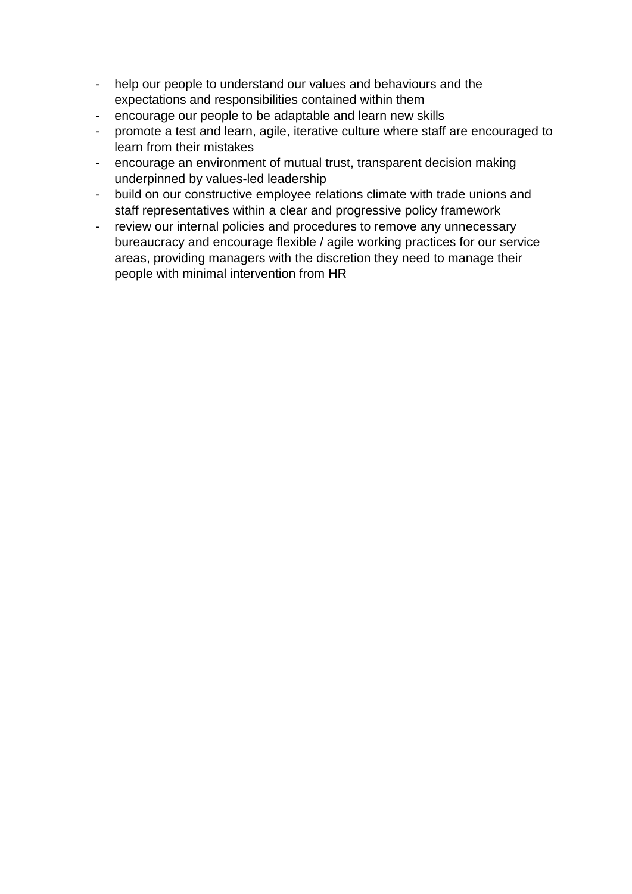- help our people to understand our values and behaviours and the expectations and responsibilities contained within them
- encourage our people to be adaptable and learn new skills
- promote a test and learn, agile, iterative culture where staff are encouraged to learn from their mistakes
- encourage an environment of mutual trust, transparent decision making underpinned by values-led leadership
- build on our constructive employee relations climate with trade unions and staff representatives within a clear and progressive policy framework
- review our internal policies and procedures to remove any unnecessary bureaucracy and encourage flexible / agile working practices for our service areas, providing managers with the discretion they need to manage their people with minimal intervention from HR